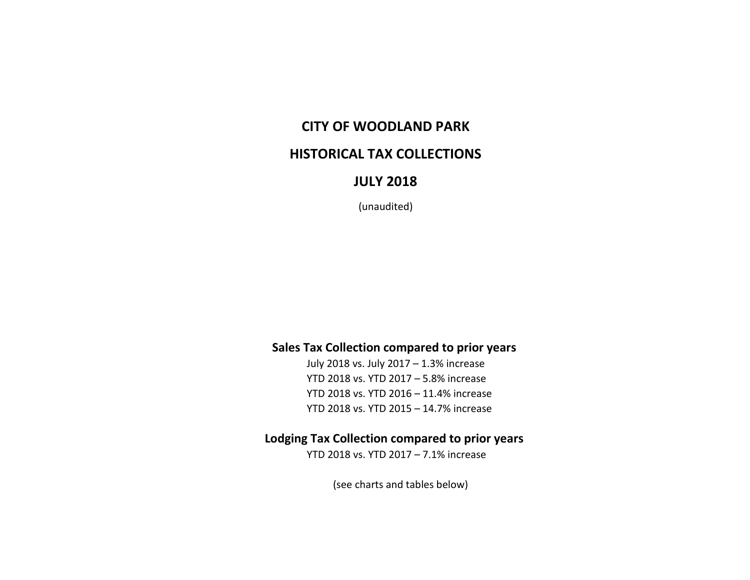# CITY OF WOODLAND PARK

# HISTORICAL TAX COLLECTIONS

# JULY 2018

(unaudited)

**Sales Tax Collection compared to prior years**

July 2018 vs. July 2017 – 1.3% increase

YTD 2018 vs. YTD 2017 – 5.8% increase

YTD 2018 vs. YTD 2016 – 11.4% increase

YTD 2018 vs. YTD 2015 – 14.7% increase

**Lodging Tax Collection compared to prior years**

YTD 2018 vs. YTD 2017 – 7.1% increase

(see charts and tables below)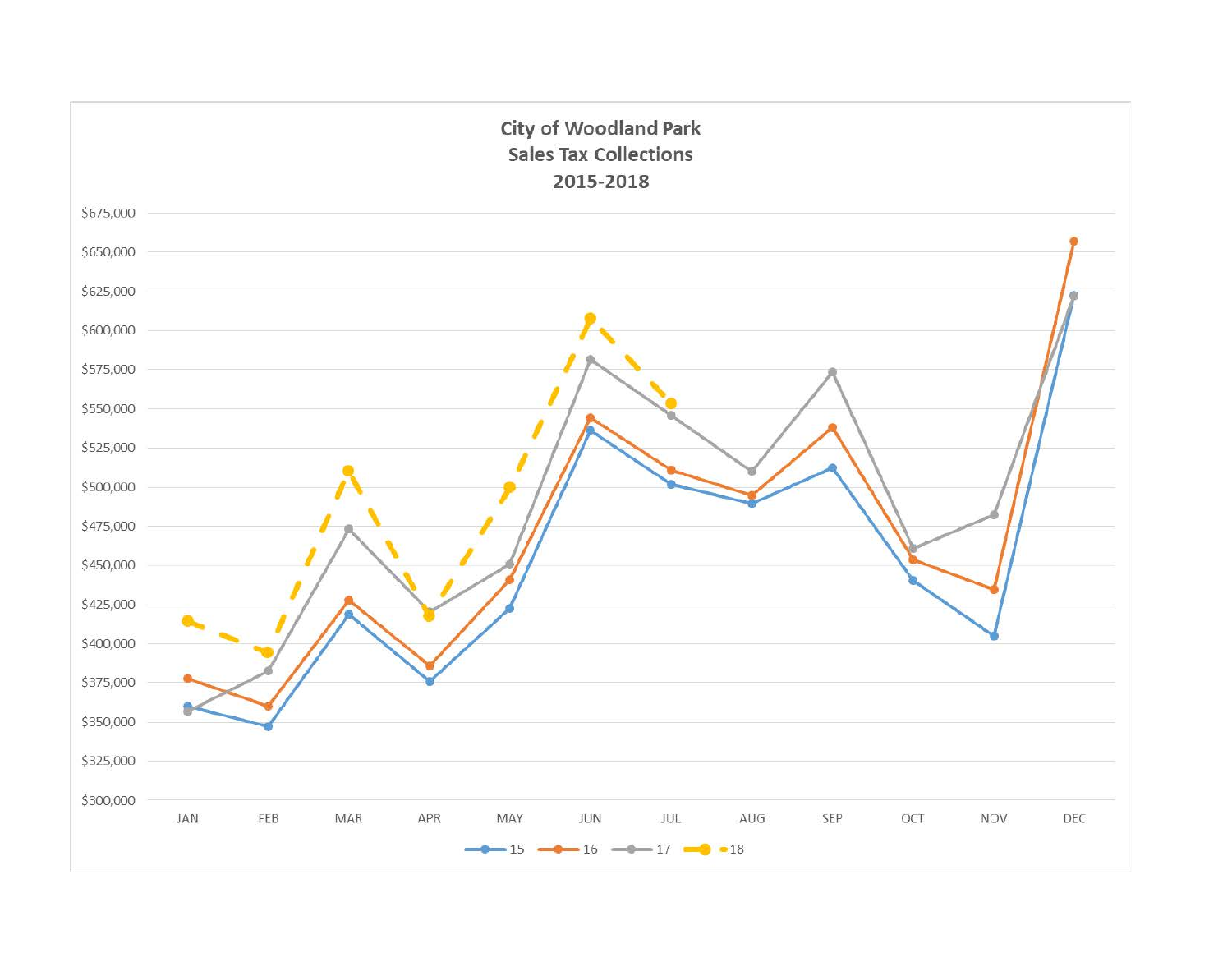## City of Woodland Park
## Sales Tax Collections
## 2015-2018

$675,000
$650,000
$625,000
$600,000
$575,000
$550,000
$525,000
$500,000
$475,000
$450,000
$425,000
$400,000
$375,000
$350,000
$325,000
$300,000

JAN FEB MAR APR MAY JUN JUL AUG SEP OCT NOV DEC

15 16 17 18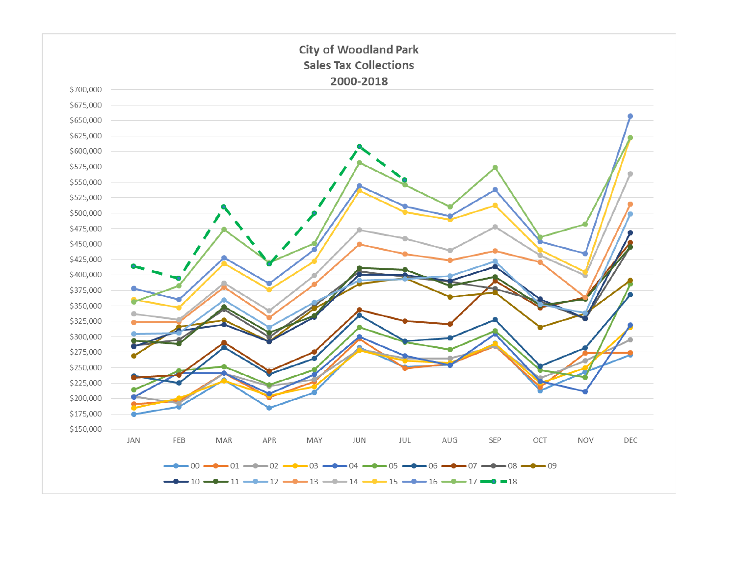**City of Woodland Park**
**Sales Tax Collections**
**2000-2018**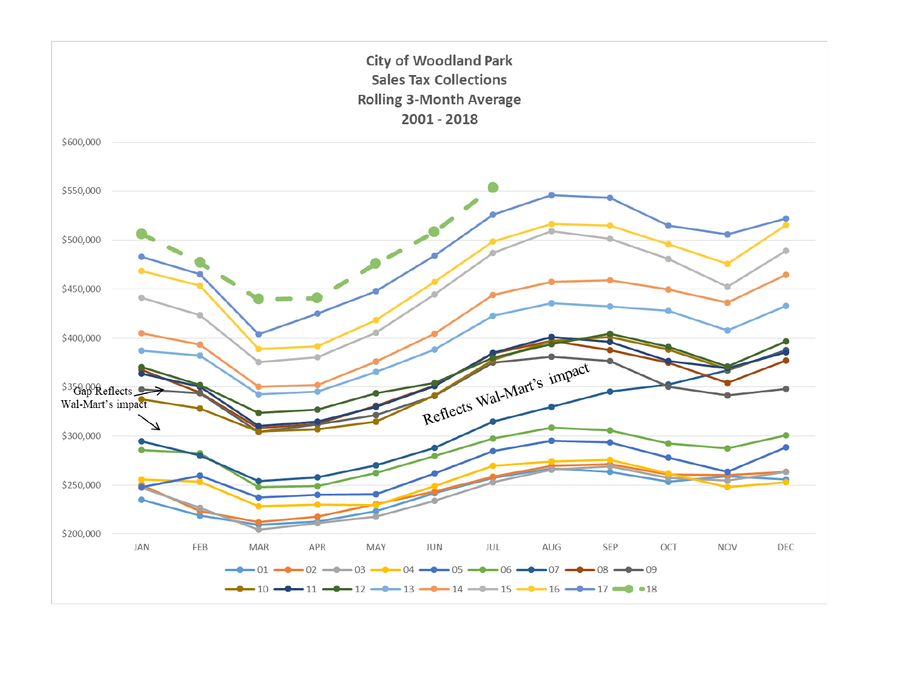# City of Woodland Park
## Sales Tax Collections
## Rolling 3-Month Average
## 2001 - 2018

$600,000
$550,000
$500,000
$450,000
$400,000
$350,000
$300,000
$250,000
$200,000

JAN FEB MAR APR MAY JUN JUL AUG SEP OCT NOV DEC

Gap Reflects Wal-Mart's impact

Reflects Wal-Mart's impact

01 02 03 04 05 06 07 08 09
10 11 12 13 14 15 16 17 18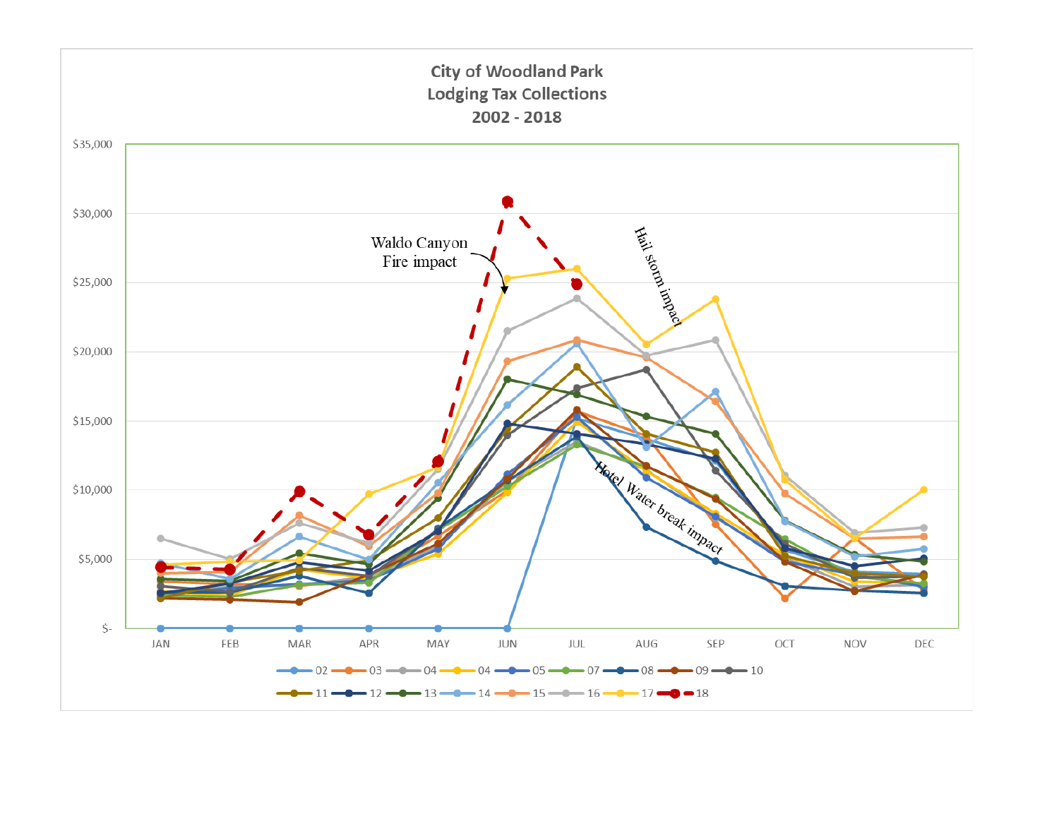**City of Woodland Park**
**Lodging Tax Collections**
**2002 - 2018**

$35,000
$30,000
$25,000
$20,000
$15,000
$10,000
$5,000
$-

JAN FEB MAR APR MAY JUN JUL AUG SEP OCT NOV DEC

Waldo Canyon Fire impact

Hail storm impact

Hotel Water break impact

02 03 04 04 05 07 08 09 10
11 12 13 14 15 16 17 18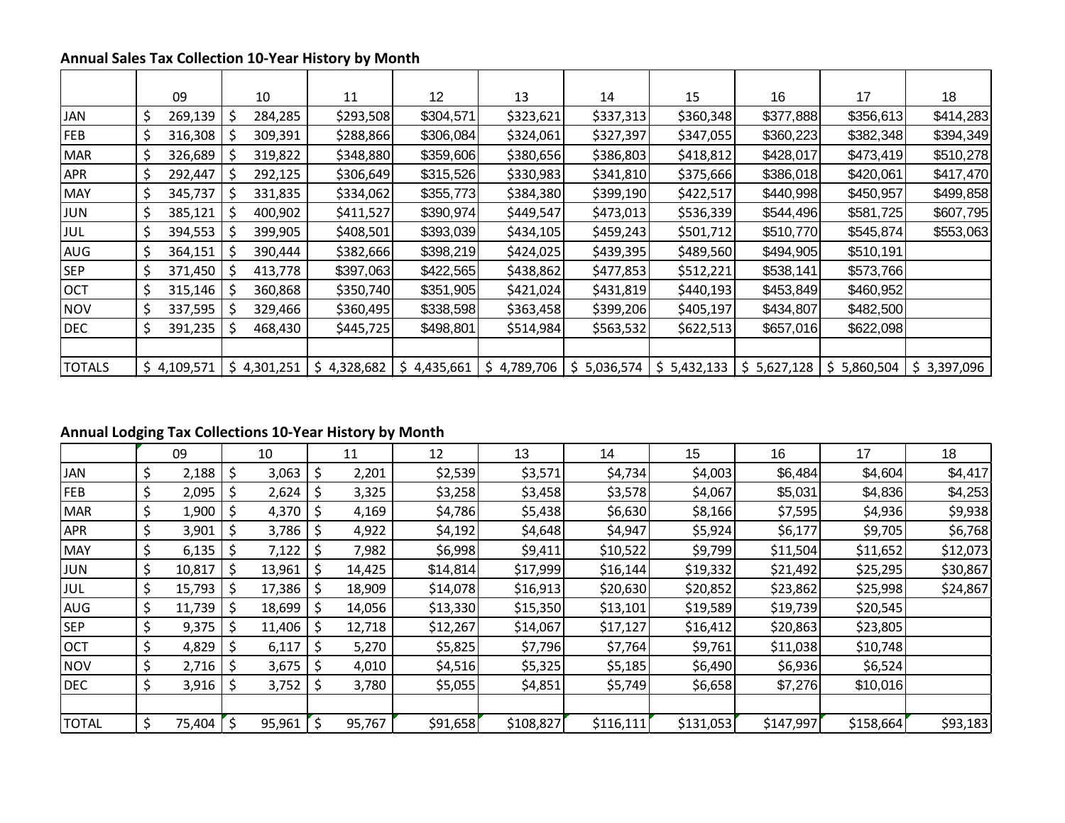**Annual Sales Tax Collection 10-Year History by Month**

| | 09 | 10 | 11 | 12 | 13 | 14 | 15 | 16 | 17 | 18 |
|---|---|---|---|---|---|---|---|---|---|---|
| JAN | $ 269,139 | $ 284,285 | $293,508 | $304,571 | $323,621 | $337,313 | $360,348 | $377,888 | $356,613 | $414,283 |
| FEB | $ 316,308 | $ 309,391 | $288,866 | $306,084 | $324,061 | $327,397 | $347,055 | $360,223 | $382,348 | $394,349 |
| MAR | $ 326,689 | $ 319,822 | $348,880 | $359,606 | $380,656 | $386,803 | $418,812 | $428,017 | $473,419 | $510,278 |
| APR | $ 292,447 | $ 292,125 | $306,649 | $315,526 | $330,983 | $341,810 | $375,666 | $386,018 | $420,061 | $417,470 |
| MAY | $ 345,737 | $ 331,835 | $334,062 | $355,773 | $384,380 | $399,190 | $422,517 | $440,998 | $450,957 | $499,858 |
| JUN | $ 385,121 | $ 400,902 | $411,527 | $390,974 | $449,547 | $473,013 | $536,339 | $544,496 | $581,725 | $607,795 |
| JUL | $ 394,553 | $ 399,905 | $408,501 | $393,039 | $434,105 | $459,243 | $501,712 | $510,770 | $545,874 | $553,063 |
| AUG | $ 364,151 | $ 390,444 | $382,666 | $398,219 | $424,025 | $439,395 | $489,560 | $494,905 | $510,191 | |
| SEP | $ 371,450 | $ 413,778 | $397,063 | $422,565 | $438,862 | $477,853 | $512,221 | $538,141 | $573,766 | |
| OCT | $ 315,146 | $ 360,868 | $350,740 | $351,905 | $421,024 | $431,819 | $440,193 | $453,849 | $460,952 | |
| NOV | $ 337,595 | $ 329,466 | $360,495 | $338,598 | $363,458 | $399,206 | $405,197 | $434,807 | $482,500 | |
| DEC | $ 391,235 | $ 468,430 | $445,725 | $498,801 | $514,984 | $563,532 | $622,513 | $657,016 | $622,098 | |
| | | | | | | | | | | |
| TOTALS | $ 4,109,571 | $ 4,301,251 | $ 4,328,682 | $ 4,435,661 | $ 4,789,706 | $ 5,036,574 | $ 5,432,133 | $ 5,627,128 | $ 5,860,504 | $ 3,397,096 |

**Annual Lodging Tax Collections 10-Year History by Month**

| | 09 | 10 | 11 | 12 | 13 | 14 | 15 | 16 | 17 | 18 |
|---|---|---|---|---|---|---|---|---|---|---|
| JAN | $ 2,188 | $ 3,063 | $ 2,201 | $2,539 | $3,571 | $4,734 | $4,003 | $6,484 | $4,604 | $4,417 |
| FEB | $ 2,095 | $ 2,624 | $ 3,325 | $3,258 | $3,458 | $3,578 | $4,067 | $5,031 | $4,836 | $4,253 |
| MAR | $ 1,900 | $ 4,370 | $ 4,169 | $4,786 | $5,438 | $6,630 | $8,166 | $7,595 | $4,936 | $9,938 |
| APR | $ 3,901 | $ 3,786 | $ 4,922 | $4,192 | $4,648 | $4,947 | $5,924 | $6,177 | $9,705 | $6,768 |
| MAY | $ 6,135 | $ 7,122 | $ 7,982 | $6,998 | $9,411 | $10,522 | $9,799 | $11,504 | $11,652 | $12,073 |
| JUN | $ 10,817 | $ 13,961 | $ 14,425 | $14,814 | $17,999 | $16,144 | $19,332 | $21,492 | $25,295 | $30,867 |
| JUL | $ 15,793 | $ 17,386 | $ 18,909 | $14,078 | $16,913 | $20,630 | $20,852 | $23,862 | $25,998 | $24,867 |
| AUG | $ 11,739 | $ 18,699 | $ 14,056 | $13,330 | $15,350 | $13,101 | $19,589 | $19,739 | $20,545 | |
| SEP | $ 9,375 | $ 11,406 | $ 12,718 | $12,267 | $14,067 | $17,127 | $16,412 | $20,863 | $23,805 | |
| OCT | $ 4,829 | $ 6,117 | $ 5,270 | $5,825 | $7,796 | $7,764 | $9,761 | $11,038 | $10,748 | |
| NOV | $ 2,716 | $ 3,675 | $ 4,010 | $4,516 | $5,325 | $5,185 | $6,490 | $6,936 | $6,524 | |
| DEC | $ 3,916 | $ 3,752 | $ 3,780 | $5,055 | $4,851 | $5,749 | $6,658 | $7,276 | $10,016 | |
| | | | | | | | | | | |
| TOTAL | $ 75,404 | $ 95,961 | $ 95,767 | $91,658 | $108,827 | $116,111 | $131,053 | $147,997 | $158,664 | $93,183 |